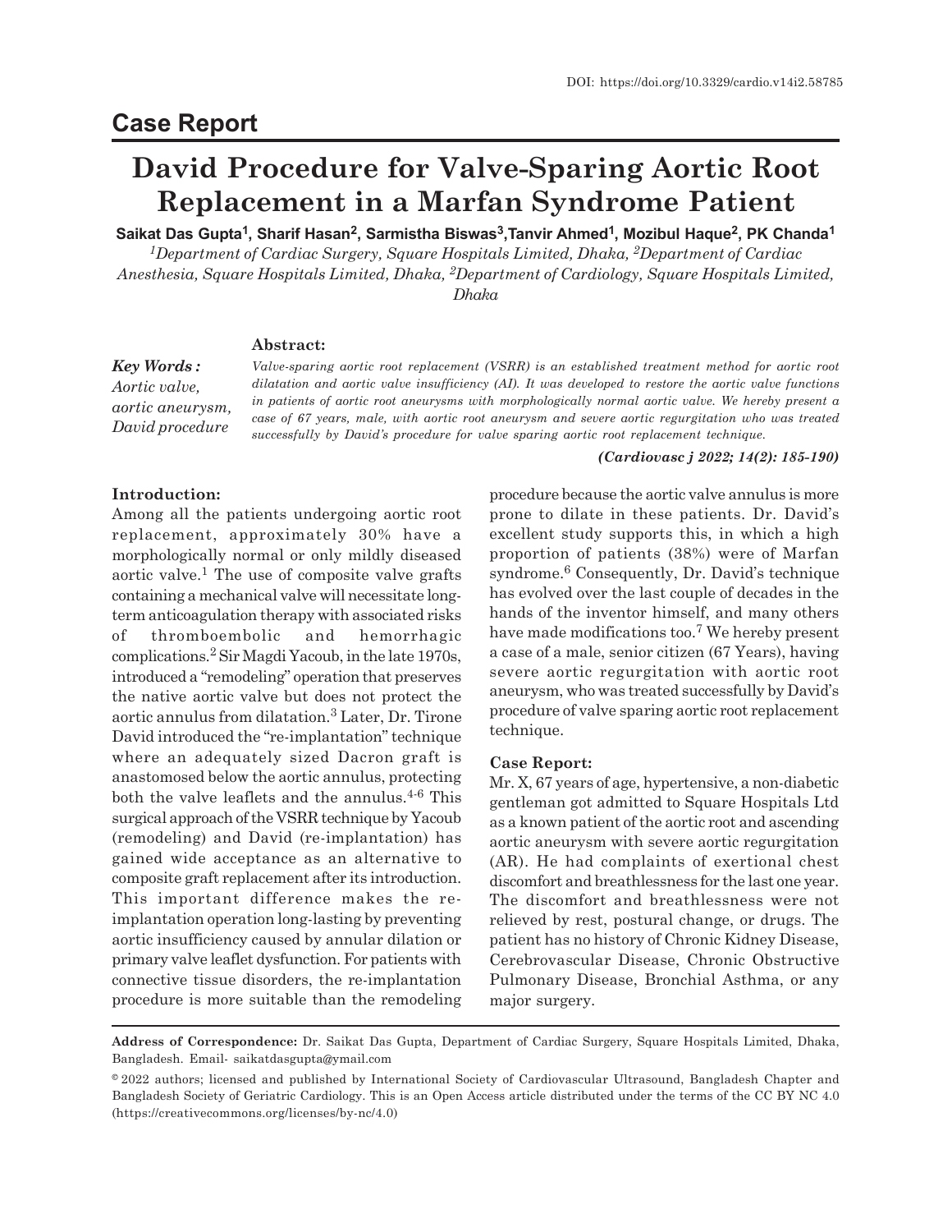DOI: https://doi.org/10.3329/cardio.v14i2.58785

## Case Report

# David Procedure for Valve-Sparing Aortic Root Replacement in a Marfan Syndrome Patient

**Saikat Das Gupta[1], Sharif Hasan[2], Sarmistha Biswas[3], Tanvir Ahmed[1], Mozibul Haque[2], PK Chanda[1]**

*[1]Department of Cardiac Surgery, Square Hospitals Limited, Dhaka, [2]Department of Cardiac Anesthesia, Square Hospitals Limited, Dhaka, [2]Department of Cardiology, Square Hospitals Limited, Dhaka*

***Key Words :*** *Aortic valve, aortic aneurysm, David procedure*

**Abstract:**

*Valve-sparing aortic root replacement (VSRR) is an established treatment method for aortic root dilatation and aortic valve insufficiency (AI). It was developed to restore the aortic valve functions in patients of aortic root aneurysms with morphologically normal aortic valve. We hereby present a case of 67 years, male, with aortic root aneurysm and severe aortic regurgitation who was treated successfully by David's procedure for valve sparing aortic root replacement technique.*

***(Cardiovasc j 2022; 14(2): 185-190)***

### Introduction:

Among all the patients undergoing aortic root replacement, approximately 30% have a morphologically normal or only mildly diseased aortic valve.[1] The use of composite valve grafts containing a mechanical valve will necessitate long-term anticoagulation therapy with associated risks of thromboembolic and hemorrhagic complications.[2] Sir Magdi Yacoub, in the late 1970s, introduced a "remodeling" operation that preserves the native aortic valve but does not protect the aortic annulus from dilatation.[3] Later, Dr. Tirone David introduced the "re-implantation" technique where an adequately sized Dacron graft is anastomosed below the aortic annulus, protecting both the valve leaflets and the annulus.[4-6] This surgical approach of the VSRR technique by Yacoub (remodeling) and David (re-implantation) has gained wide acceptance as an alternative to composite graft replacement after its introduction. This important difference makes the re-implantation operation long-lasting by preventing aortic insufficiency caused by annular dilation or primary valve leaflet dysfunction. For patients with connective tissue disorders, the re-implantation procedure is more suitable than the remodeling procedure because the aortic valve annulus is more prone to dilate in these patients. Dr. David's excellent study supports this, in which a high proportion of patients (38%) were of Marfan syndrome.[6] Consequently, Dr. David's technique has evolved over the last couple of decades in the hands of the inventor himself, and many others have made modifications too.[7] We hereby present a case of a male, senior citizen (67 Years), having severe aortic regurgitation with aortic root aneurysm, who was treated successfully by David's procedure of valve sparing aortic root replacement technique.

### Case Report:

Mr. X, 67 years of age, hypertensive, a non-diabetic gentleman got admitted to Square Hospitals Ltd as a known patient of the aortic root and ascending aortic aneurysm with severe aortic regurgitation (AR). He had complaints of exertional chest discomfort and breathlessness for the last one year. The discomfort and breathlessness were not relieved by rest, postural change, or drugs. The patient has no history of Chronic Kidney Disease, Cerebrovascular Disease, Chronic Obstructive Pulmonary Disease, Bronchial Asthma, or any major surgery.

**Address of Correspondence:** Dr. Saikat Das Gupta, Department of Cardiac Surgery, Square Hospitals Limited, Dhaka, Bangladesh. Email- saikatdasgupta@ymail.com

© 2022 authors; licensed and published by International Society of Cardiovascular Ultrasound, Bangladesh Chapter and Bangladesh Society of Geriatric Cardiology. This is an Open Access article distributed under the terms of the CC BY NC 4.0 (https://creativecommons.org/licenses/by-nc/4.0)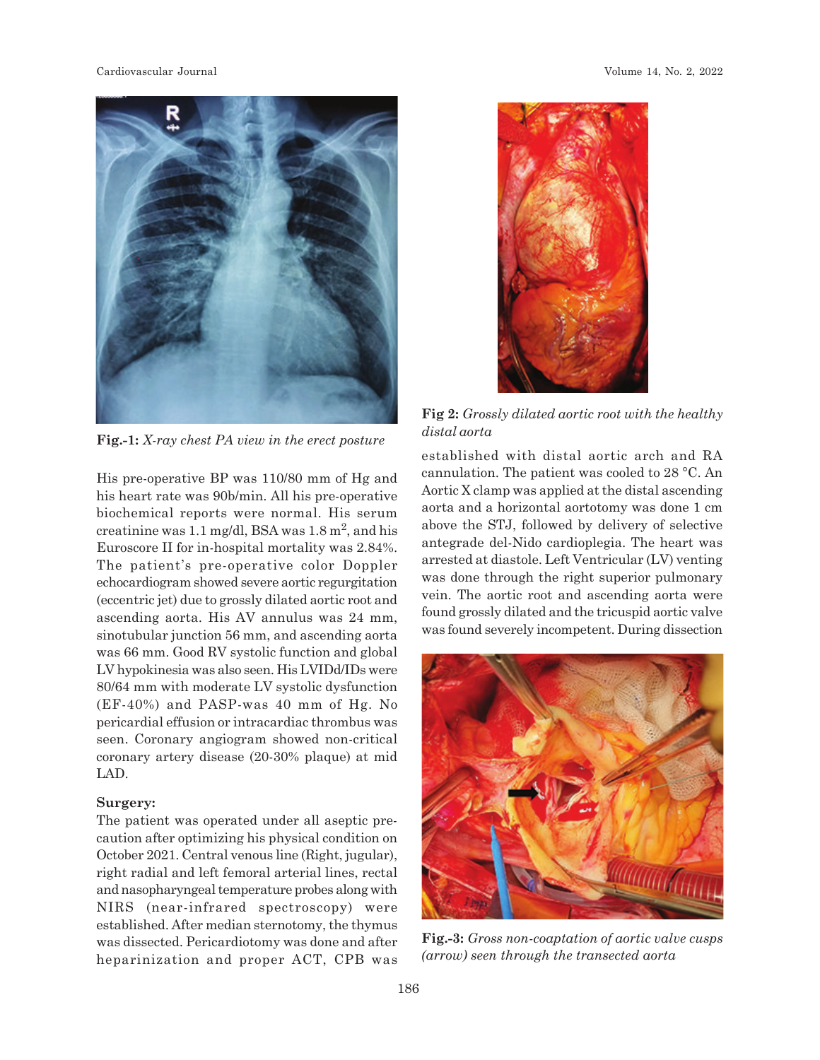Fig.-1: *X-ray chest PA view in the erect posture*

His pre-operative BP was 110/80 mm of Hg and his heart rate was 90b/min. All his pre-operative biochemical reports were normal. His serum creatinine was 1.1 mg/dl, BSA was 1.8 $m^2$, and his Euroscore II for in-hospital mortality was 2.84%. The patient's pre-operative color Doppler echocardiogram showed severe aortic regurgitation (eccentric jet) due to grossly dilated aortic root and ascending aorta. His AV annulus was 24 mm, sinotubular junction 56 mm, and ascending aorta was 66 mm. Good RV systolic function and global LV hypokinesia was also seen. His LVIDd/IDs were 80/64 mm with moderate LV systolic dysfunction (EF-40%) and PASP-was 40 mm of Hg. No pericardial effusion or intracardiac thrombus was seen. Coronary angiogram showed non-critical coronary artery disease (20-30% plaque) at mid LAD.

**Surgery:**

The patient was operated under all aseptic pre-caution after optimizing his physical condition on October 2021. Central venous line (Right, jugular), right radial and left femoral arterial lines, rectal and nasopharyngeal temperature probes along with NIRS (near-infrared spectroscopy) were established. After median sternotomy, the thymus was dissected. Pericardiotomy was done and after heparinization and proper ACT, CPB was established with distal aortic arch and RA cannulation. The patient was cooled to 28 °C. An Aortic X clamp was applied at the distal ascending aorta and a horizontal aortotomy was done 1 cm above the STJ, followed by delivery of selective antegrade del-Nido cardioplegia. The heart was arrested at diastole. Left Ventricular (LV) venting was done through the right superior pulmonary vein. The aortic root and ascending aorta were found grossly dilated and the tricuspid aortic valve was found severely incompetent. During dissection

Fig 2: *Grossly dilated aortic root with the healthy distal aorta*

Fig.-3: *Gross non-coaptation of aortic valve cusps (arrow) seen through the transected aorta*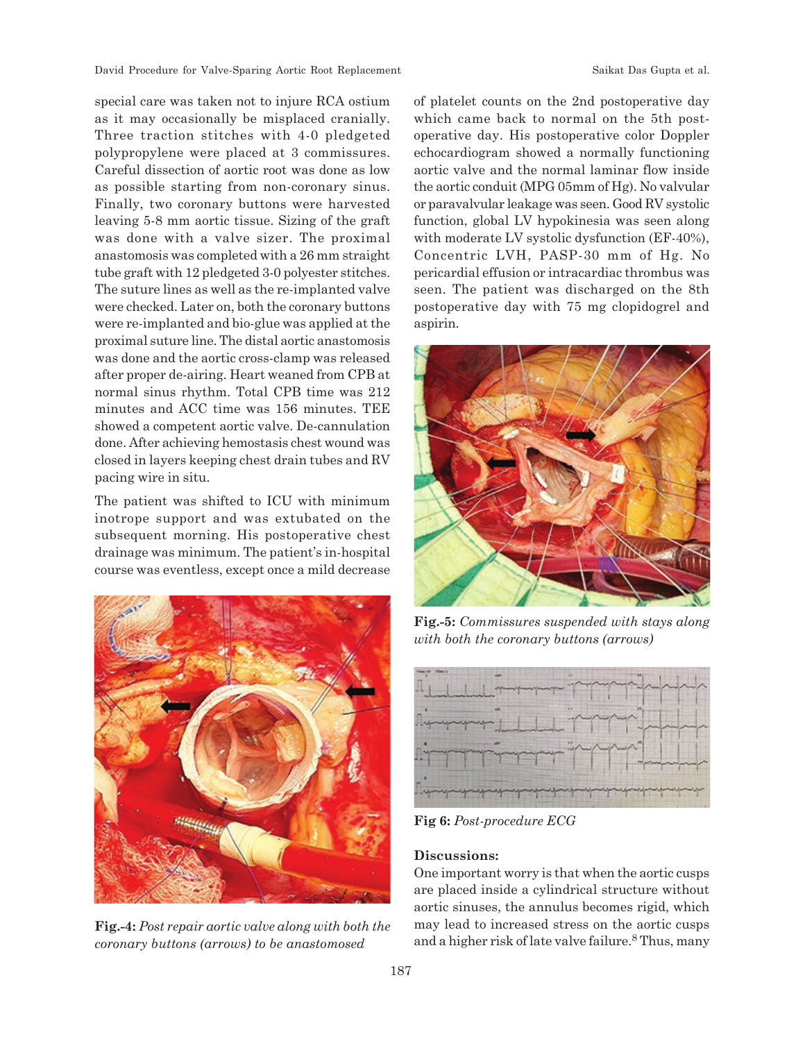special care was taken not to injure RCA ostium as it may occasionally be misplaced cranially. Three traction stitches with 4-0 pledgeted polypropylene were placed at 3 commissures. Careful dissection of aortic root was done as low as possible starting from non-coronary sinus. Finally, two coronary buttons were harvested leaving 5-8 mm aortic tissue. Sizing of the graft was done with a valve sizer. The proximal anastomosis was completed with a 26 mm straight tube graft with 12 pledgeted 3-0 polyester stitches. The suture lines as well as the re-implanted valve were checked. Later on, both the coronary buttons were re-implanted and bio-glue was applied at the proximal suture line. The distal aortic anastomosis was done and the aortic cross-clamp was released after proper de-airing. Heart weaned from CPB at normal sinus rhythm. Total CPB time was 212 minutes and ACC time was 156 minutes. TEE showed a competent aortic valve. De-cannulation done. After achieving hemostasis chest wound was closed in layers keeping chest drain tubes and RV pacing wire in situ.

The patient was shifted to ICU with minimum inotrope support and was extubated on the subsequent morning. His postoperative chest drainage was minimum. The patient's in-hospital course was eventless, except once a mild decrease of platelet counts on the 2nd postoperative day which came back to normal on the 5th postoperative day. His postoperative color Doppler echocardiogram showed a normally functioning aortic valve and the normal laminar flow inside the aortic conduit (MPG 05mm of Hg). No valvular or paravalvular leakage was seen. Good RV systolic function, global LV hypokinesia was seen along with moderate LV systolic dysfunction (EF-40%), Concentric LVH, PASP-30 mm of Hg. No pericardial effusion or intracardiac thrombus was seen. The patient was discharged on the 8th postoperative day with 75 mg clopidogrel and aspirin.

**Fig.-4:** *Post repair aortic valve along with both the coronary buttons (arrows) to be anastomosed*

**Fig.-5:** *Commissures suspended with stays along with both the coronary buttons (arrows)*

**Fig 6:** *Post-procedure ECG*

## Discussions:

One important worry is that when the aortic cusps are placed inside a cylindrical structure without aortic sinuses, the annulus becomes rigid, which may lead to increased stress on the aortic cusps and a higher risk of late valve failure.[8] Thus, many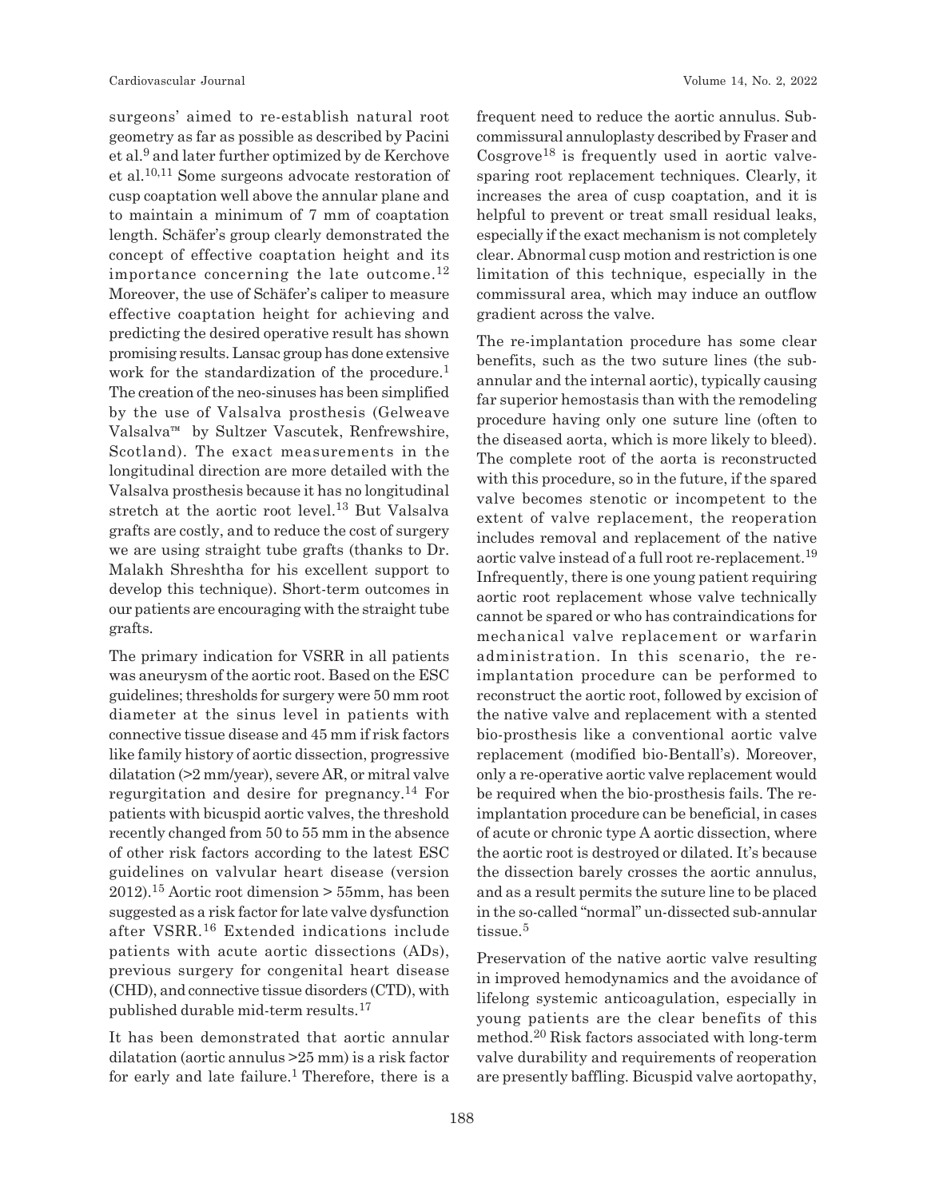surgeons' aimed to re-establish natural root geometry as far as possible as described by Pacini et al.[9] and later further optimized by de Kerchove et al.[10,11] Some surgeons advocate restoration of cusp coaptation well above the annular plane and to maintain a minimum of 7 mm of coaptation length. Schäfer's group clearly demonstrated the concept of effective coaptation height and its importance concerning the late outcome.[12] Moreover, the use of Schäfer's caliper to measure effective coaptation height for achieving and predicting the desired operative result has shown promising results. Lansac group has done extensive work for the standardization of the procedure.[1] The creation of the neo-sinuses has been simplified by the use of Valsalva prosthesis (Gelweave Valsalva™ by Sultzer Vascutek, Renfrewshire, Scotland). The exact measurements in the longitudinal direction are more detailed with the Valsalva prosthesis because it has no longitudinal stretch at the aortic root level.[13] But Valsalva grafts are costly, and to reduce the cost of surgery we are using straight tube grafts (thanks to Dr. Malakh Shreshtha for his excellent support to develop this technique). Short-term outcomes in our patients are encouraging with the straight tube grafts.

The primary indication for VSRR in all patients was aneurysm of the aortic root. Based on the ESC guidelines; thresholds for surgery were 50 mm root diameter at the sinus level in patients with connective tissue disease and 45 mm if risk factors like family history of aortic dissection, progressive dilatation (>2 mm/year), severe AR, or mitral valve regurgitation and desire for pregnancy.[14] For patients with bicuspid aortic valves, the threshold recently changed from 50 to 55 mm in the absence of other risk factors according to the latest ESC guidelines on valvular heart disease (version 2012).[15] Aortic root dimension > 55mm, has been suggested as a risk factor for late valve dysfunction after VSRR.[16] Extended indications include patients with acute aortic dissections (ADs), previous surgery for congenital heart disease (CHD), and connective tissue disorders (CTD), with published durable mid-term results.[17]

It has been demonstrated that aortic annular dilatation (aortic annulus >25 mm) is a risk factor for early and late failure.[1] Therefore, there is a frequent need to reduce the aortic annulus. Sub-commissural annuloplasty described by Fraser and Cosgrove[18] is frequently used in aortic valve-sparing root replacement techniques. Clearly, it increases the area of cusp coaptation, and it is helpful to prevent or treat small residual leaks, especially if the exact mechanism is not completely clear. Abnormal cusp motion and restriction is one limitation of this technique, especially in the commissural area, which may induce an outflow gradient across the valve.

The re-implantation procedure has some clear benefits, such as the two suture lines (the sub-annular and the internal aortic), typically causing far superior hemostasis than with the remodeling procedure having only one suture line (often to the diseased aorta, which is more likely to bleed). The complete root of the aorta is reconstructed with this procedure, so in the future, if the spared valve becomes stenotic or incompetent to the extent of valve replacement, the reoperation includes removal and replacement of the native aortic valve instead of a full root re-replacement.[19] Infrequently, there is one young patient requiring aortic root replacement whose valve technically cannot be spared or who has contraindications for mechanical valve replacement or warfarin administration. In this scenario, the re-implantation procedure can be performed to reconstruct the aortic root, followed by excision of the native valve and replacement with a stented bio-prosthesis like a conventional aortic valve replacement (modified bio-Bentall's). Moreover, only a re-operative aortic valve replacement would be required when the bio-prosthesis fails. The re-implantation procedure can be beneficial, in cases of acute or chronic type A aortic dissection, where the aortic root is destroyed or dilated. It's because the dissection barely crosses the aortic annulus, and as a result permits the suture line to be placed in the so-called "normal" un-dissected sub-annular tissue.[5]

Preservation of the native aortic valve resulting in improved hemodynamics and the avoidance of lifelong systemic anticoagulation, especially in young patients are the clear benefits of this method.[20] Risk factors associated with long-term valve durability and requirements of reoperation are presently baffling. Bicuspid valve aortopathy,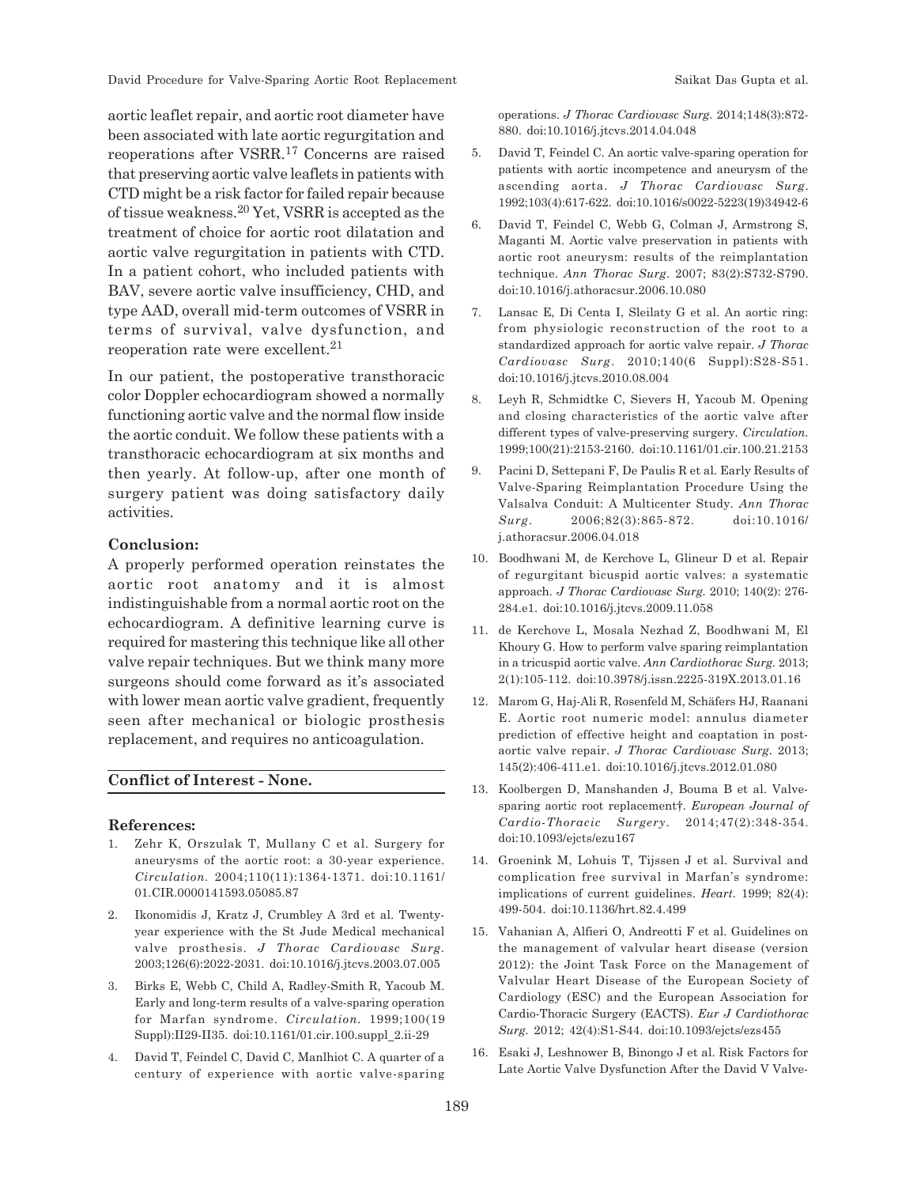aortic leaflet repair, and aortic root diameter have been associated with late aortic regurgitation and reoperations after VSRR.[17] Concerns are raised that preserving aortic valve leaflets in patients with CTD might be a risk factor for failed repair because of tissue weakness.[20] Yet, VSRR is accepted as the treatment of choice for aortic root dilatation and aortic valve regurgitation in patients with CTD. In a patient cohort, who included patients with BAV, severe aortic valve insufficiency, CHD, and type AAD, overall mid-term outcomes of VSRR in terms of survival, valve dysfunction, and reoperation rate were excellent.[21]

In our patient, the postoperative transthoracic color Doppler echocardiogram showed a normally functioning aortic valve and the normal flow inside the aortic conduit. We follow these patients with a transthoracic echocardiogram at six months and then yearly. At follow-up, after one month of surgery patient was doing satisfactory daily activities.

**Conclusion:**

A properly performed operation reinstates the aortic root anatomy and it is almost indistinguishable from a normal aortic root on the echocardiogram. A definitive learning curve is required for mastering this technique like all other valve repair techniques. But we think many more surgeons should come forward as it's associated with lower mean aortic valve gradient, frequently seen after mechanical or biologic prosthesis replacement, and requires no anticoagulation.

**Conflict of Interest - None.**

**References:**

1. Zehr K, Orszulak T, Mullany C et al. Surgery for aneurysms of the aortic root: a 30-year experience. *Circulation*. 2004;110(11):1364-1371. doi:10.1161/01.CIR.0000141593.05085.87
2. Ikonomidis J, Kratz J, Crumbley A 3rd et al. Twenty-year experience with the St Jude Medical mechanical valve prosthesis. *J Thorac Cardiovasc Surg*. 2003;126(6):2022-2031. doi:10.1016/j.jtcvs.2003.07.005
3. Birks E, Webb C, Child A, Radley-Smith R, Yacoub M. Early and long-term results of a valve-sparing operation for Marfan syndrome. *Circulation*. 1999;100(19 Suppl):II29-II35. doi:10.1161/01.cir.100.suppl_2.ii-29
4. David T, Feindel C, David C, Manlhiot C. A quarter of a century of experience with aortic valve-sparing operations. *J Thorac Cardiovasc Surg*. 2014;148(3):872-880. doi:10.1016/j.jtcvs.2014.04.048
5. David T, Feindel C. An aortic valve-sparing operation for patients with aortic incompetence and aneurysm of the ascending aorta. *J Thorac Cardiovasc Surg*. 1992;103(4):617-622. doi:10.1016/s0022-5223(19)34942-6
6. David T, Feindel C, Webb G, Colman J, Armstrong S, Maganti M. Aortic valve preservation in patients with aortic root aneurysm: results of the reimplantation technique. *Ann Thorac Surg*. 2007; 83(2):S732-S790. doi:10.1016/j.athoracsur.2006.10.080
7. Lansac E, Di Centa I, Sleilaty G et al. An aortic ring: from physiologic reconstruction of the root to a standardized approach for aortic valve repair. *J Thorac Cardiovasc Surg*. 2010;140(6 Suppl):S28-S51. doi:10.1016/j.jtcvs.2010.08.004
8. Leyh R, Schmidtke C, Sievers H, Yacoub M. Opening and closing characteristics of the aortic valve after different types of valve-preserving surgery. *Circulation*. 1999;100(21):2153-2160. doi:10.1161/01.cir.100.21.2153
9. Pacini D, Settepani F, De Paulis R et al. Early Results of Valve-Sparing Reimplantation Procedure Using the Valsalva Conduit: A Multicenter Study. *Ann Thorac Surg*. 2006;82(3):865-872. doi:10.1016/j.athoracsur.2006.04.018
10. Boodhwani M, de Kerchove L, Glineur D et al. Repair of regurgitant bicuspid aortic valves: a systematic approach. *J Thorac Cardiovasc Surg*. 2010; 140(2): 276-284.e1. doi:10.1016/j.jtcvs.2009.11.058
11. de Kerchove L, Mosala Nezhad Z, Boodhwani M, El Khoury G. How to perform valve sparing reimplantation in a tricuspid aortic valve. *Ann Cardiothorac Surg*. 2013; 2(1):105-112. doi:10.3978/j.issn.2225-319X.2013.01.16
12. Marom G, Haj-Ali R, Rosenfeld M, Schäfers HJ, Raanani E. Aortic root numeric model: annulus diameter prediction of effective height and coaptation in post-aortic valve repair. *J Thorac Cardiovasc Surg*. 2013; 145(2):406-411.e1. doi:10.1016/j.jtcvs.2012.01.080
13. Koolbergen D, Manshanden J, Bouma B et al. Valve-sparing aortic root replacement†. *European Journal of Cardio-Thoracic Surgery*. 2014;47(2):348-354. doi:10.1093/ejcts/ezu167
14. Groenink M, Lohuis T, Tijssen J et al. Survival and complication free survival in Marfan's syndrome: implications of current guidelines. *Heart*. 1999; 82(4): 499-504. doi:10.1136/hrt.82.4.499
15. Vahanian A, Alfieri O, Andreotti F et al. Guidelines on the management of valvular heart disease (version 2012): the Joint Task Force on the Management of Valvular Heart Disease of the European Society of Cardiology (ESC) and the European Association for Cardio-Thoracic Surgery (EACTS). *Eur J Cardiothorac Surg*. 2012; 42(4):S1-S44. doi:10.1093/ejcts/ezs455
16. Esaki J, Leshnower B, Binongo J et al. Risk Factors for Late Aortic Valve Dysfunction After the David V Valve-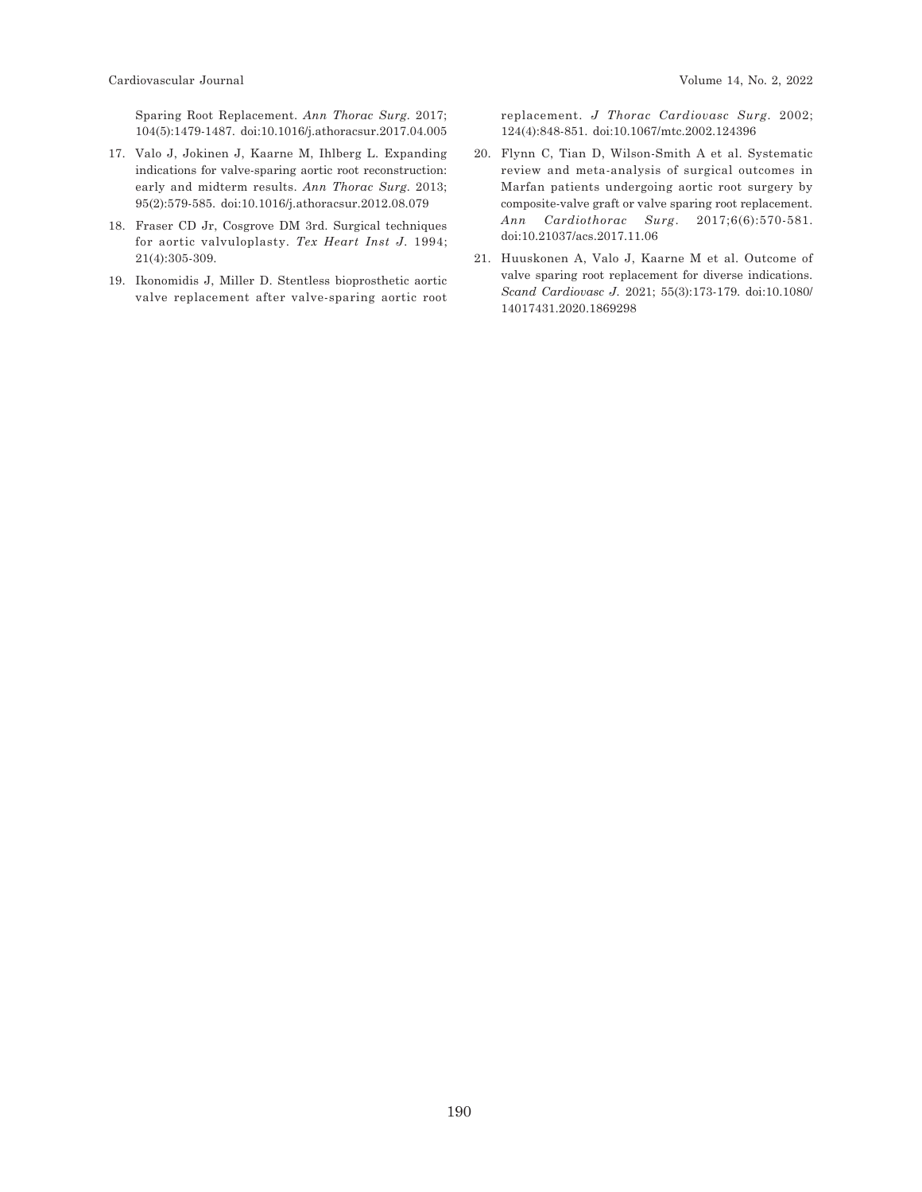Sparing Root Replacement. *Ann Thorac Surg.* 2017; 104(5):1479-1487. doi:10.1016/j.athoracsur.2017.04.005

17. Valo J, Jokinen J, Kaarne M, Ihlberg L. Expanding indications for valve-sparing aortic root reconstruction: early and midterm results. *Ann Thorac Surg.* 2013; 95(2):579-585. doi:10.1016/j.athoracsur.2012.08.079
18. Fraser CD Jr, Cosgrove DM 3rd. Surgical techniques for aortic valvuloplasty. *Tex Heart Inst J.* 1994; 21(4):305-309.
19. Ikonomidis J, Miller D. Stentless bioprosthetic aortic valve replacement after valve-sparing aortic root replacement. *J Thorac Cardiovasc Surg.* 2002; 124(4):848-851. doi:10.1067/mtc.2002.124396
20. Flynn C, Tian D, Wilson-Smith A et al. Systematic review and meta-analysis of surgical outcomes in Marfan patients undergoing aortic root surgery by composite-valve graft or valve sparing root replacement. *Ann Cardiothorac Surg.* 2017;6(6):570-581. doi:10.21037/acs.2017.11.06
21. Huuskonen A, Valo J, Kaarne M et al. Outcome of valve sparing root replacement for diverse indications. *Scand Cardiovasc J.* 2021; 55(3):173-179. doi:10.1080/14017431.2020.1869298